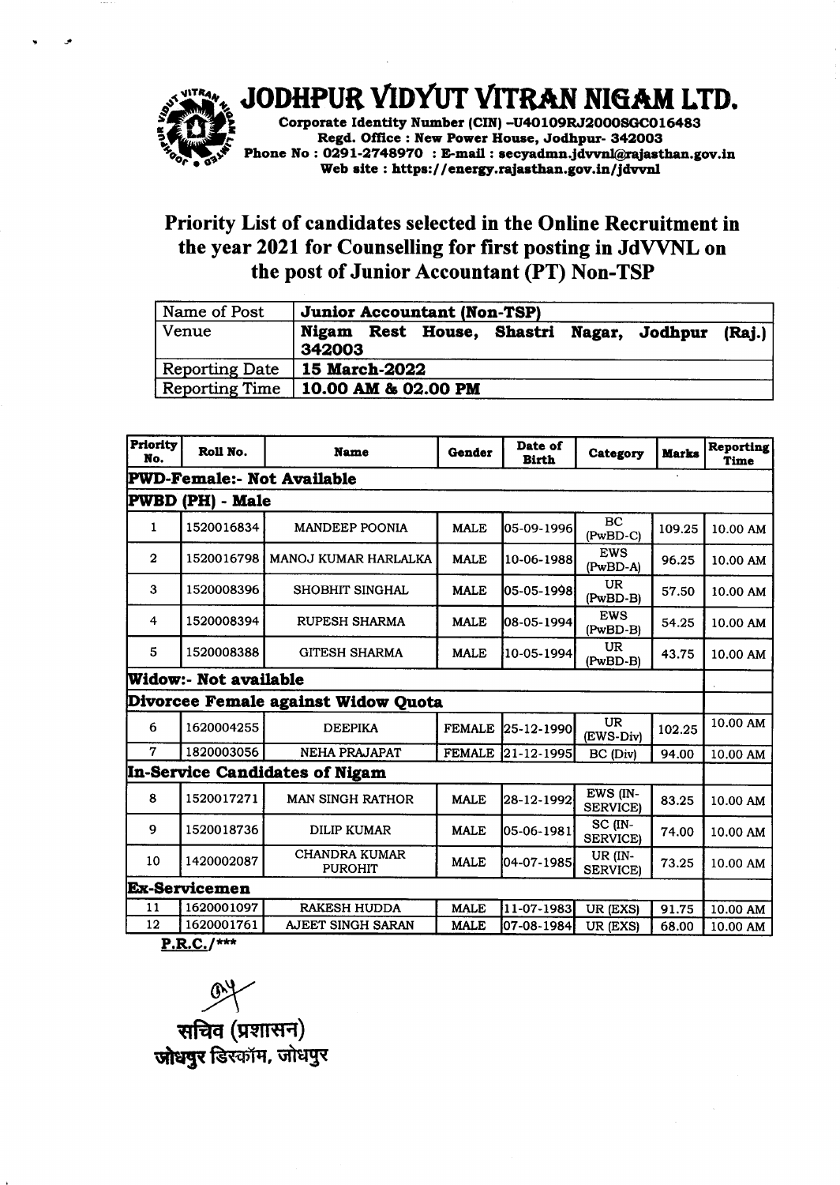# JODHPUR VIDYUT VITRAN NIGAM LTD.

**Corporate Identity Number (CIN) –U40109RJ2000SGC016483**
**Regd. Office : New Power House, Jodhpur- 342003**
**Phone No : 0291-2748970 : E-mail : secyadmn.jdvvnl@rajasthan.gov.in**
**Web site : https://energy.rajasthan.gov.in/jdvvnl**

## Priority List of candidates selected in the Online Recruitment in the year 2021 for Counselling for first posting in JdVVNL on the post of Junior Accountant (PT) Non-TSP

| Name of Post | **Junior Accountant (Non-TSP)** |
|---|---|
| Venue | **Nigam Rest House, Shastri Nagar, Jodhpur (Raj.) 342003** |
| Reporting Date | **15 March-2022** |
| Reporting Time | **10.00 AM & 02.00 PM** |

| Priority No. | Roll No. | Name | Gender | Date of Birth | Category | Marks | Reporting Time |
|---|---|---|---|---|---|---|---|
| **PWD-Female:- Not Available** | | | | | | | |
| **PWBD (PH) - Male** | | | | | | | |
| 1 | 1520016834 | MANDEEP POONIA | MALE | 05-09-1996 | BC (PwBD-C) | 109.25 | 10.00 AM |
| 2 | 1520016798 | MANOJ KUMAR HARLALKA | MALE | 10-06-1988 | EWS (PwBD-A) | 96.25 | 10.00 AM |
| 3 | 1520008396 | SHOBHIT SINGHAL | MALE | 05-05-1998 | UR (PwBD-B) | 57.50 | 10.00 AM |
| 4 | 1520008394 | RUPESH SHARMA | MALE | 08-05-1994 | EWS (PwBD-B) | 54.25 | 10.00 AM |
| 5 | 1520008388 | GITESH SHARMA | MALE | 10-05-1994 | UR (PwBD-B) | 43.75 | 10.00 AM |
| **Widow:- Not available** | | | | | | | |
| **Divorcee Female against Widow Quota** | | | | | | | |
| 6 | 1620004255 | DEEPIKA | FEMALE | 25-12-1990 | UR (EWS-Div) | 102.25 | 10.00 AM |
| 7 | 1820003056 | NEHA PRAJAPAT | FEMALE | 21-12-1995 | BC (Div) | 94.00 | 10.00 AM |
| **In-Service Candidates of Nigam** | | | | | | | |
| 8 | 1520017271 | MAN SINGH RATHOR | MALE | 28-12-1992 | EWS (IN-SERVICE) | 83.25 | 10.00 AM |
| 9 | 1520018736 | DILIP KUMAR | MALE | 05-06-1981 | SC (IN-SERVICE) | 74.00 | 10.00 AM |
| 10 | 1420002087 | CHANDRA KUMAR PUROHIT | MALE | 04-07-1985 | UR (IN-SERVICE) | 73.25 | 10.00 AM |
| **Ex-Servicemen** | | | | | | | |
| 11 | 1620001097 | RAKESH HUDDA | MALE | 11-07-1983 | UR (EXS) | 91.75 | 10.00 AM |
| 12 | 1620001761 | AJEET SINGH SARAN | MALE | 07-08-1984 | UR (EXS) | 68.00 | 10.00 AM |

**P.R.C./***

सचिव (प्रशासन)
जोधपुर डिस्कॉम, जोधपुर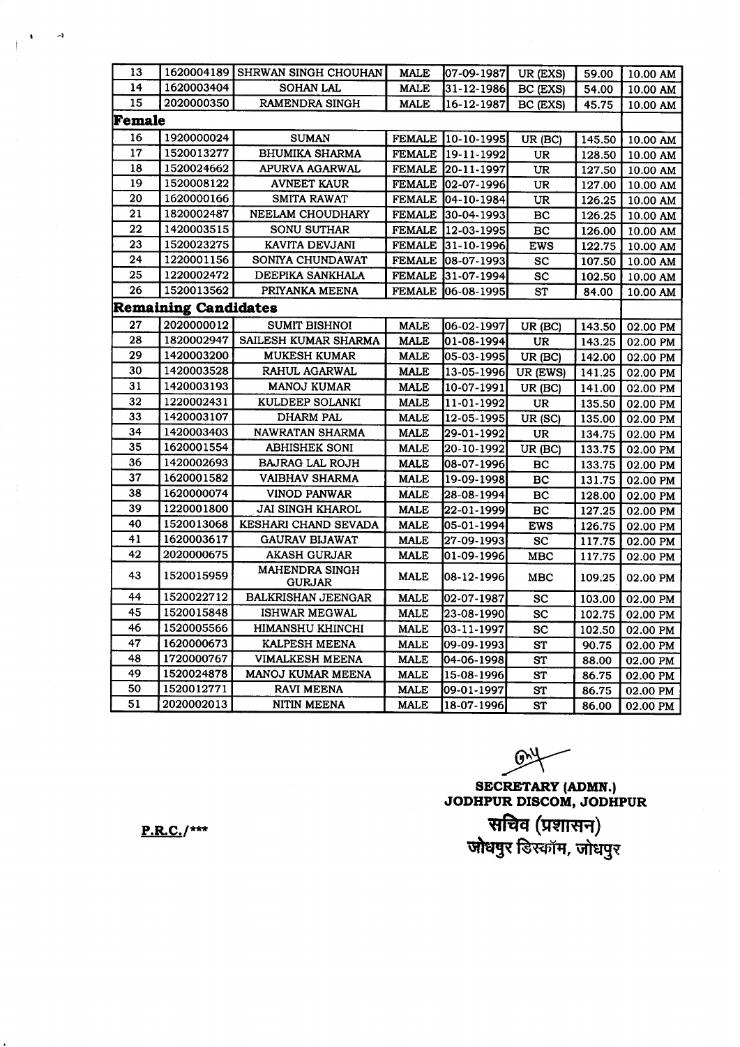| 13 | 1620004189 | SHRWAN SINGH CHOUHAN | MALE | 07-09-1987 | UR (EXS) | 59.00 | 10.00 AM |
|---|---|---|---|---|---|---|---|
| 14 | 1620003404 | SOHAN LAL | MALE | 31-12-1986 | BC (EXS) | 54.00 | 10.00 AM |
| 15 | 2020000350 | RAMENDRA SINGH | MALE | 16-12-1987 | BC (EXS) | 45.75 | 10.00 AM |
| **Female** | | | | | | | |
| 16 | 1920000024 | SUMAN | FEMALE | 10-10-1995 | UR (BC) | 145.50 | 10.00 AM |
| 17 | 1520013277 | BHUMIKA SHARMA | FEMALE | 19-11-1992 | UR | 128.50 | 10.00 AM |
| 18 | 1520024662 | APURVA AGARWAL | FEMALE | 20-11-1997 | UR | 127.50 | 10.00 AM |
| 19 | 1520008122 | AVNEET KAUR | FEMALE | 02-07-1996 | UR | 127.00 | 10.00 AM |
| 20 | 1620000166 | SMITA RAWAT | FEMALE | 04-10-1984 | UR | 126.25 | 10.00 AM |
| 21 | 1820002487 | NEELAM CHOUDHARY | FEMALE | 30-04-1993 | BC | 126.25 | 10.00 AM |
| 22 | 1420003515 | SONU SUTHAR | FEMALE | 12-03-1995 | BC | 126.00 | 10.00 AM |
| 23 | 1520023275 | KAVITA DEVJANI | FEMALE | 31-10-1996 | EWS | 122.75 | 10.00 AM |
| 24 | 1220001156 | SONIYA CHUNDAWAT | FEMALE | 08-07-1993 | SC | 107.50 | 10.00 AM |
| 25 | 1220002472 | DEEPIKA SANKHALA | FEMALE | 31-07-1994 | SC | 102.50 | 10.00 AM |
| 26 | 1520013562 | PRIYANKA MEENA | FEMALE | 06-08-1995 | ST | 84.00 | 10.00 AM |
| **Remaining Candidates** | | | | | | | |
| 27 | 2020000012 | SUMIT BISHNOI | MALE | 06-02-1997 | UR (BC) | 143.50 | 02.00 PM |
| 28 | 1820002947 | SAILESH KUMAR SHARMA | MALE | 01-08-1994 | UR | 143.25 | 02.00 PM |
| 29 | 1420003200 | MUKESH KUMAR | MALE | 05-03-1995 | UR (BC) | 142.00 | 02.00 PM |
| 30 | 1420003528 | RAHUL AGARWAL | MALE | 13-05-1996 | UR (EWS) | 141.25 | 02.00 PM |
| 31 | 1420003193 | MANOJ KUMAR | MALE | 10-07-1991 | UR (BC) | 141.00 | 02.00 PM |
| 32 | 1220002431 | KULDEEP SOLANKI | MALE | 11-01-1992 | UR | 135.50 | 02.00 PM |
| 33 | 1420003107 | DHARM PAL | MALE | 12-05-1995 | UR (SC) | 135.00 | 02.00 PM |
| 34 | 1420003403 | NAWRATAN SHARMA | MALE | 29-01-1992 | UR | 134.75 | 02.00 PM |
| 35 | 1620001554 | ABHISHEK SONI | MALE | 20-10-1992 | UR (BC) | 133.75 | 02.00 PM |
| 36 | 1420002693 | BAJRAG LAL ROJH | MALE | 08-07-1996 | BC | 133.75 | 02.00 PM |
| 37 | 1620001582 | VAIBHAV SHARMA | MALE | 19-09-1998 | BC | 131.75 | 02.00 PM |
| 38 | 1620000074 | VINOD PANWAR | MALE | 28-08-1994 | BC | 128.00 | 02.00 PM |
| 39 | 1220001800 | JAI SINGH KHAROL | MALE | 22-01-1999 | BC | 127.25 | 02.00 PM |
| 40 | 1520013068 | KESHARI CHAND SEVADA | MALE | 05-01-1994 | EWS | 126.75 | 02.00 PM |
| 41 | 1620003617 | GAURAV BIJAWAT | MALE | 27-09-1993 | SC | 117.75 | 02.00 PM |
| 42 | 2020000675 | AKASH GURJAR | MALE | 01-09-1996 | MBC | 117.75 | 02.00 PM |
| 43 | 1520015959 | MAHENDRA SINGH GURJAR | MALE | 08-12-1996 | MBC | 109.25 | 02.00 PM |
| 44 | 1520022712 | BALKRISHAN JEENGAR | MALE | 02-07-1987 | SC | 103.00 | 02.00 PM |
| 45 | 1520015848 | ISHWAR MEGWAL | MALE | 23-08-1990 | SC | 102.75 | 02.00 PM |
| 46 | 1520005566 | HIMANSHU KHINCHI | MALE | 03-11-1997 | SC | 102.50 | 02.00 PM |
| 47 | 1620000673 | KALPESH MEENA | MALE | 09-09-1993 | ST | 90.75 | 02.00 PM |
| 48 | 1720000767 | VIMALKESH MEENA | MALE | 04-06-1998 | ST | 88.00 | 02.00 PM |
| 49 | 1520024878 | MANOJ KUMAR MEENA | MALE | 15-08-1996 | ST | 86.75 | 02.00 PM |
| 50 | 1520012771 | RAVI MEENA | MALE | 09-01-1997 | ST | 86.75 | 02.00 PM |
| 51 | 2020002013 | NITIN MEENA | MALE | 18-07-1996 | ST | 86.00 | 02.00 PM |

**SECRETARY (ADMN.)**
**JODHPUR DISCOM, JODHPUR**
**सचिव (प्रशासन)**
**जोधपुर डिस्कॉम, जोधपुर**

**P.R.C./\*\*\***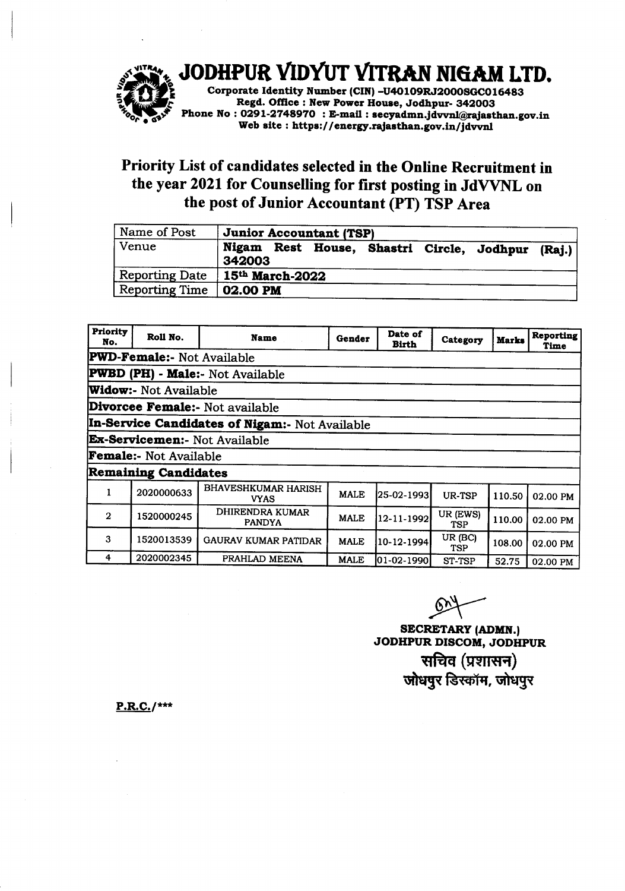# JODHPUR VIDYUT VITRAN NIGAM LTD.

**Corporate Identity Number (CIN) -U40109RJ2000SGC016483**
**Regd. Office : New Power House, Jodhpur- 342003**
**Phone No : 0291-2748970 : E-mail : secyadmn.jdvvnl@rajasthan.gov.in**
**Web site : https://energy.rajasthan.gov.in/jdvvnl**

## Priority List of candidates selected in the Online Recruitment in the year 2021 for Counselling for first posting in JdVVNL on the post of Junior Accountant (PT) TSP Area

| | |
|---|---|
| Name of Post | **Junior Accountant (TSP)** |
| Venue | **Nigam Rest House, Shastri Circle, Jodhpur (Raj.) 342003** |
| Reporting Date | **15th March-2022** |
| Reporting Time | **02.00 PM** |

| Priority No. | Roll No. | Name | Gender | Date of Birth | Category | Marks | Reporting Time |
|---|---|---|---|---|---|---|---|
| **PWD-Female:-** Not Available | | | | | | | |
| **PWBD (PH) - Male:-** Not Available | | | | | | | |
| **Widow:-** Not Available | | | | | | | |
| **Divorcee Female:-** Not available | | | | | | | |
| **In-Service Candidates of Nigam:-** Not Available | | | | | | | |
| **Ex-Servicemen:-** Not Available | | | | | | | |
| **Female:-** Not Available | | | | | | | |
| **Remaining Candidates** | | | | | | | |
| 1 | 2020000633 | BHAVESHKUMAR HARISH VYAS | MALE | 25-02-1993 | UR-TSP | 110.50 | 02.00 PM |
| 2 | 1520000245 | DHIRENDRA KUMAR PANDYA | MALE | 12-11-1992 | UR (EWS) TSP | 110.00 | 02.00 PM |
| 3 | 1520013539 | GAURAV KUMAR PATIDAR | MALE | 10-12-1994 | UR (BC) TSP | 108.00 | 02.00 PM |
| 4 | 2020002345 | PRAHLAD MEENA | MALE | 01-02-1990 | ST-TSP | 52.75 | 02.00 PM |

**SECRETARY (ADMN.)**
**JODHPUR DISCOM, JODHPUR**
**सचिव (प्रशासन)**
**जोधपुर डिस्कॉम, जोधपुर**

**P.R.C./*****